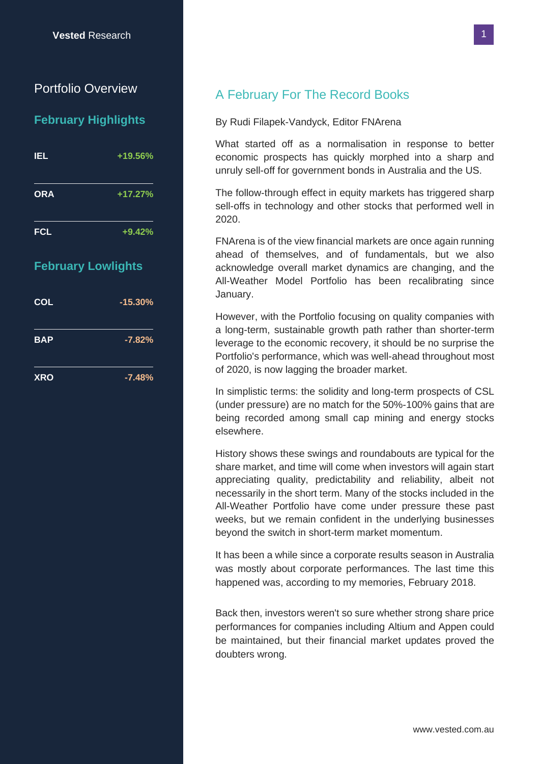Vested Research

## Portfolio Overview

### February Highlights

| | |
|---|---|
| IEL | +19.56% |
| ORA | +17.27% |
| FCL | +9.42% |

### February Lowlights

| | |
|---|---|
| COL | -15.30% |
| BAP | -7.82% |
| XRO | -7.48% |

## A February For The Record Books

By Rudi Filapek-Vandyck, Editor FNArena

What started off as a normalisation in response to better economic prospects has quickly morphed into a sharp and unruly sell-off for government bonds in Australia and the US.

The follow-through effect in equity markets has triggered sharp sell-offs in technology and other stocks that performed well in 2020.

FNArena is of the view financial markets are once again running ahead of themselves, and of fundamentals, but we also acknowledge overall market dynamics are changing, and the All-Weather Model Portfolio has been recalibrating since January.

However, with the Portfolio focusing on quality companies with a long-term, sustainable growth path rather than shorter-term leverage to the economic recovery, it should be no surprise the Portfolio's performance, which was well-ahead throughout most of 2020, is now lagging the broader market.

In simplistic terms: the solidity and long-term prospects of CSL (under pressure) are no match for the 50%-100% gains that are being recorded among small cap mining and energy stocks elsewhere.

History shows these swings and roundabouts are typical for the share market, and time will come when investors will again start appreciating quality, predictability and reliability, albeit not necessarily in the short term. Many of the stocks included in the All-Weather Portfolio have come under pressure these past weeks, but we remain confident in the underlying businesses beyond the switch in short-term market momentum.

It has been a while since a corporate results season in Australia was mostly about corporate performances. The last time this happened was, according to my memories, February 2018.

Back then, investors weren't so sure whether strong share price performances for companies including Altium and Appen could be maintained, but their financial market updates proved the doubters wrong.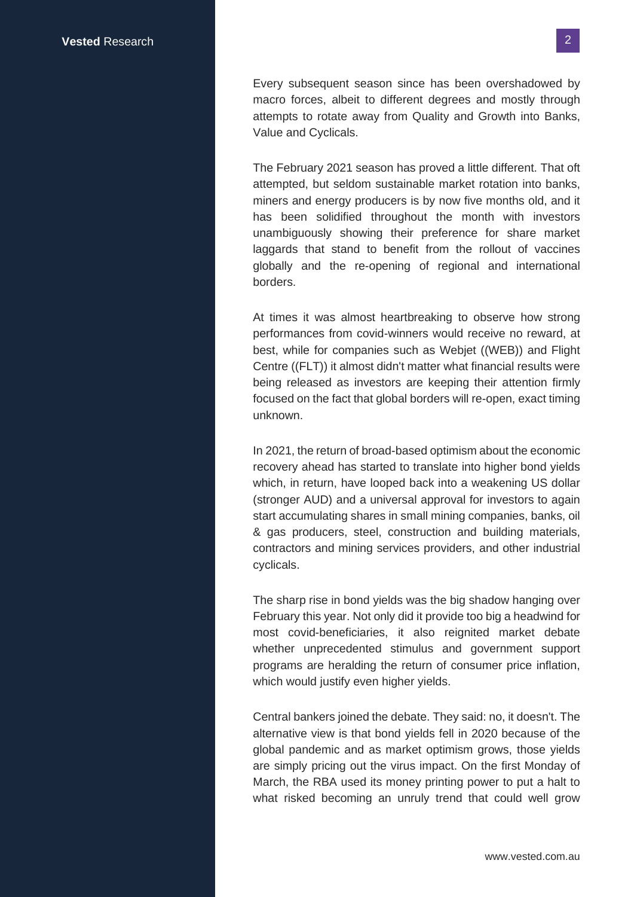Every subsequent season since has been overshadowed by macro forces, albeit to different degrees and mostly through attempts to rotate away from Quality and Growth into Banks, Value and Cyclicals.

The February 2021 season has proved a little different. That oft attempted, but seldom sustainable market rotation into banks, miners and energy producers is by now five months old, and it has been solidified throughout the month with investors unambiguously showing their preference for share market laggards that stand to benefit from the rollout of vaccines globally and the re-opening of regional and international borders.

At times it was almost heartbreaking to observe how strong performances from covid-winners would receive no reward, at best, while for companies such as Webjet ((WEB)) and Flight Centre ((FLT)) it almost didn't matter what financial results were being released as investors are keeping their attention firmly focused on the fact that global borders will re-open, exact timing unknown.

In 2021, the return of broad-based optimism about the economic recovery ahead has started to translate into higher bond yields which, in return, have looped back into a weakening US dollar (stronger AUD) and a universal approval for investors to again start accumulating shares in small mining companies, banks, oil & gas producers, steel, construction and building materials, contractors and mining services providers, and other industrial cyclicals.

The sharp rise in bond yields was the big shadow hanging over February this year. Not only did it provide too big a headwind for most covid-beneficiaries, it also reignited market debate whether unprecedented stimulus and government support programs are heralding the return of consumer price inflation, which would justify even higher yields.

Central bankers joined the debate. They said: no, it doesn't. The alternative view is that bond yields fell in 2020 because of the global pandemic and as market optimism grows, those yields are simply pricing out the virus impact. On the first Monday of March, the RBA used its money printing power to put a halt to what risked becoming an unruly trend that could well grow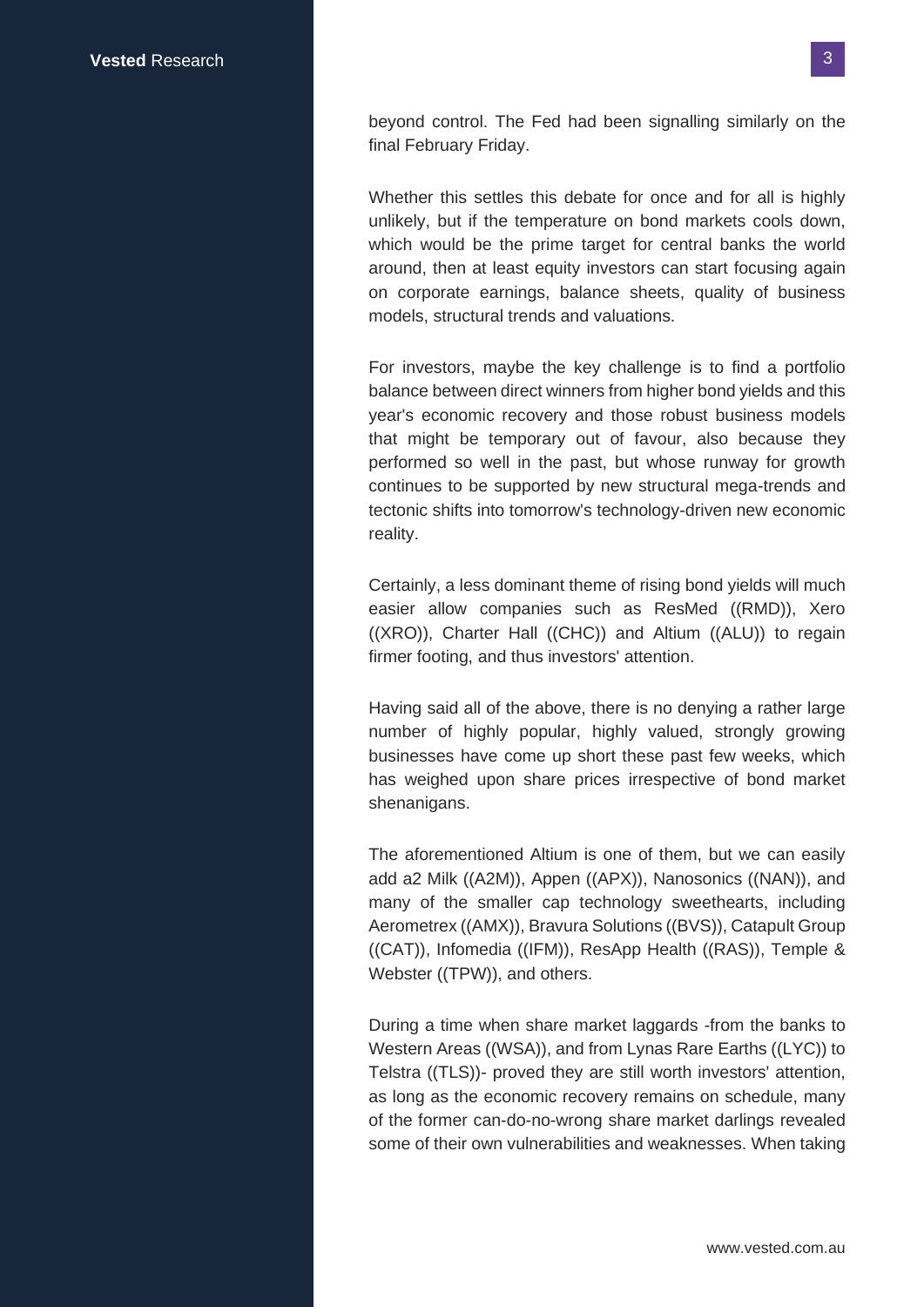beyond control. The Fed had been signalling similarly on the final February Friday.

Whether this settles this debate for once and for all is highly unlikely, but if the temperature on bond markets cools down, which would be the prime target for central banks the world around, then at least equity investors can start focusing again on corporate earnings, balance sheets, quality of business models, structural trends and valuations.

For investors, maybe the key challenge is to find a portfolio balance between direct winners from higher bond yields and this year's economic recovery and those robust business models that might be temporary out of favour, also because they performed so well in the past, but whose runway for growth continues to be supported by new structural mega-trends and tectonic shifts into tomorrow's technology-driven new economic reality.

Certainly, a less dominant theme of rising bond yields will much easier allow companies such as ResMed ((RMD)), Xero ((XRO)), Charter Hall ((CHC)) and Altium ((ALU)) to regain firmer footing, and thus investors' attention.

Having said all of the above, there is no denying a rather large number of highly popular, highly valued, strongly growing businesses have come up short these past few weeks, which has weighed upon share prices irrespective of bond market shenanigans.

The aforementioned Altium is one of them, but we can easily add a2 Milk ((A2M)), Appen ((APX)), Nanosonics ((NAN)), and many of the smaller cap technology sweethearts, including Aerometrex ((AMX)), Bravura Solutions ((BVS)), Catapult Group ((CAT)), Infomedia ((IFM)), ResApp Health ((RAS)), Temple & Webster ((TPW)), and others.

During a time when share market laggards -from the banks to Western Areas ((WSA)), and from Lynas Rare Earths ((LYC)) to Telstra ((TLS))- proved they are still worth investors' attention, as long as the economic recovery remains on schedule, many of the former can-do-no-wrong share market darlings revealed some of their own vulnerabilities and weaknesses. When taking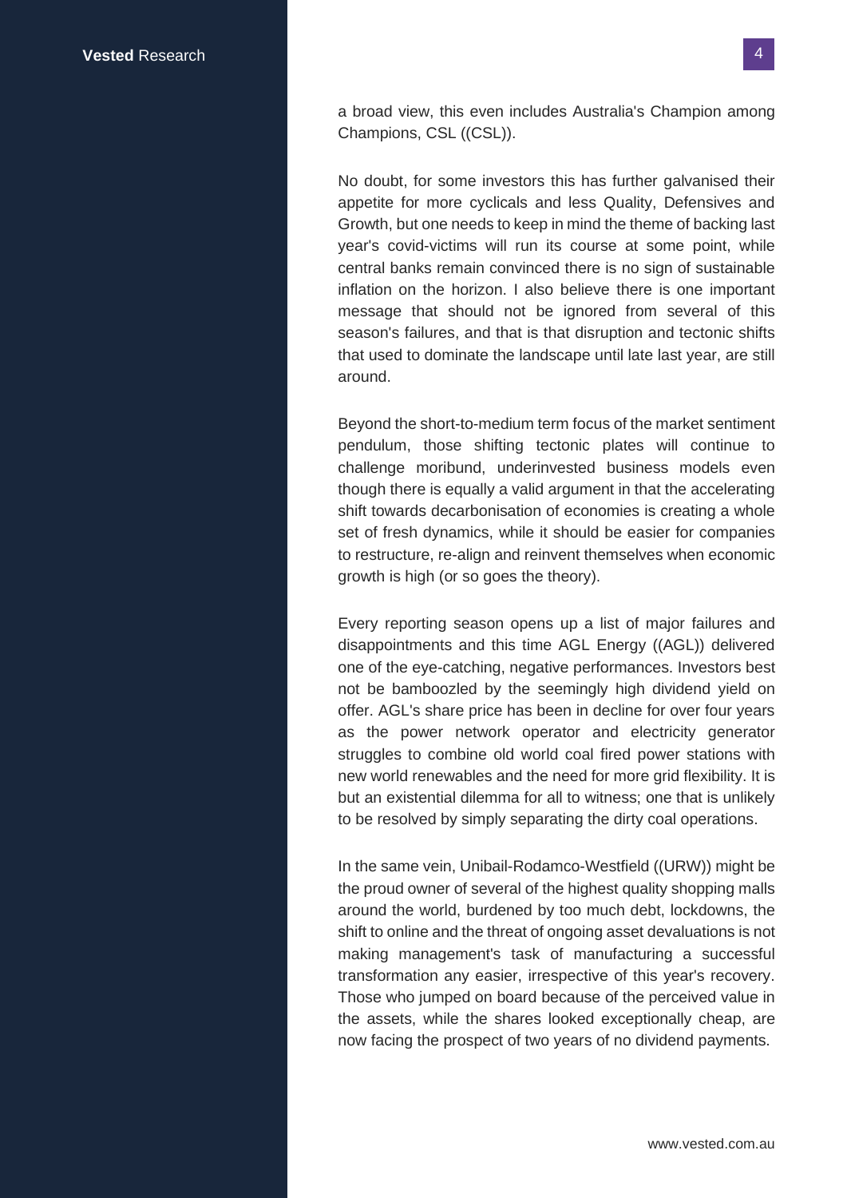a broad view, this even includes Australia's Champion among Champions, CSL ((CSL)).

No doubt, for some investors this has further galvanised their appetite for more cyclicals and less Quality, Defensives and Growth, but one needs to keep in mind the theme of backing last year's covid-victims will run its course at some point, while central banks remain convinced there is no sign of sustainable inflation on the horizon. I also believe there is one important message that should not be ignored from several of this season's failures, and that is that disruption and tectonic shifts that used to dominate the landscape until late last year, are still around.

Beyond the short-to-medium term focus of the market sentiment pendulum, those shifting tectonic plates will continue to challenge moribund, underinvested business models even though there is equally a valid argument in that the accelerating shift towards decarbonisation of economies is creating a whole set of fresh dynamics, while it should be easier for companies to restructure, re-align and reinvent themselves when economic growth is high (or so goes the theory).

Every reporting season opens up a list of major failures and disappointments and this time AGL Energy ((AGL)) delivered one of the eye-catching, negative performances. Investors best not be bamboozled by the seemingly high dividend yield on offer. AGL's share price has been in decline for over four years as the power network operator and electricity generator struggles to combine old world coal fired power stations with new world renewables and the need for more grid flexibility. It is but an existential dilemma for all to witness; one that is unlikely to be resolved by simply separating the dirty coal operations.

In the same vein, Unibail-Rodamco-Westfield ((URW)) might be the proud owner of several of the highest quality shopping malls around the world, burdened by too much debt, lockdowns, the shift to online and the threat of ongoing asset devaluations is not making management's task of manufacturing a successful transformation any easier, irrespective of this year's recovery. Those who jumped on board because of the perceived value in the assets, while the shares looked exceptionally cheap, are now facing the prospect of two years of no dividend payments.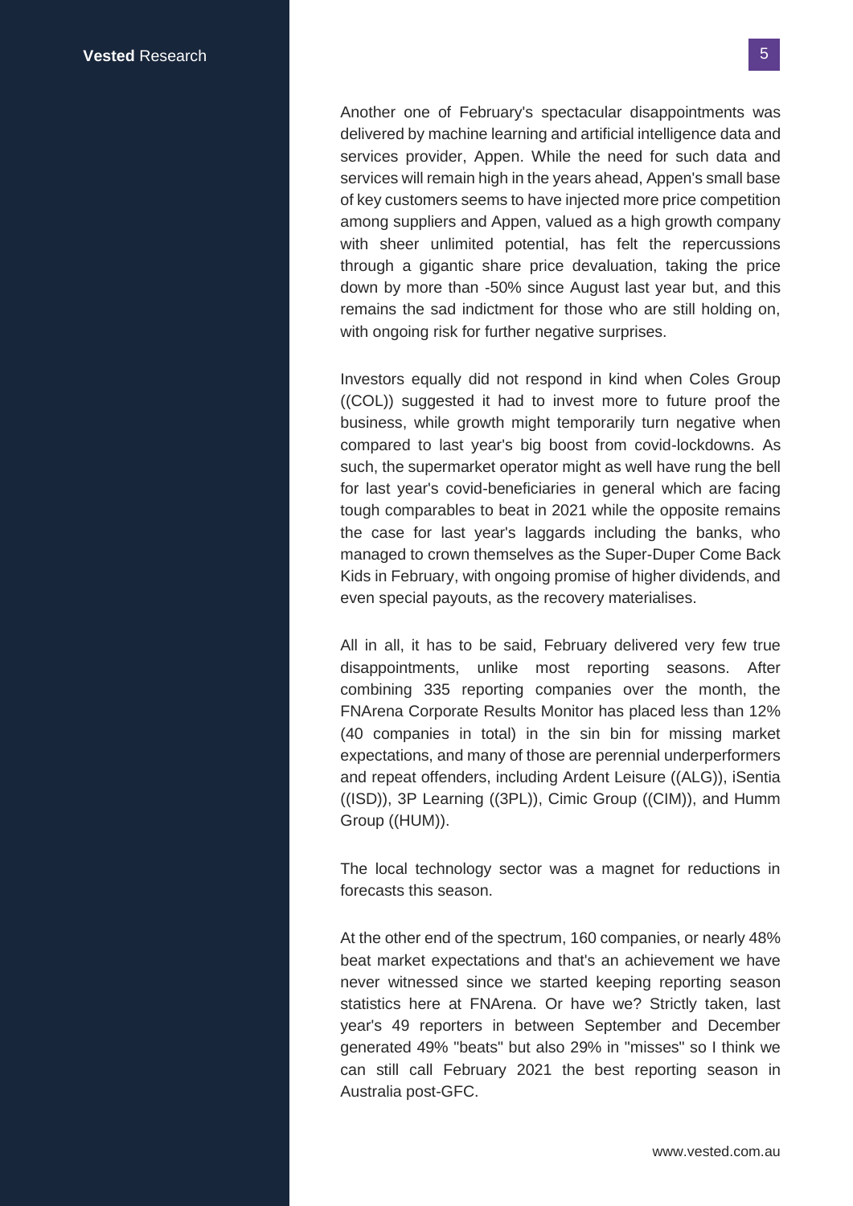Another one of February's spectacular disappointments was delivered by machine learning and artificial intelligence data and services provider, Appen. While the need for such data and services will remain high in the years ahead, Appen's small base of key customers seems to have injected more price competition among suppliers and Appen, valued as a high growth company with sheer unlimited potential, has felt the repercussions through a gigantic share price devaluation, taking the price down by more than -50% since August last year but, and this remains the sad indictment for those who are still holding on, with ongoing risk for further negative surprises.

Investors equally did not respond in kind when Coles Group ((COL)) suggested it had to invest more to future proof the business, while growth might temporarily turn negative when compared to last year's big boost from covid-lockdowns. As such, the supermarket operator might as well have rung the bell for last year's covid-beneficiaries in general which are facing tough comparables to beat in 2021 while the opposite remains the case for last year's laggards including the banks, who managed to crown themselves as the Super-Duper Come Back Kids in February, with ongoing promise of higher dividends, and even special payouts, as the recovery materialises.

All in all, it has to be said, February delivered very few true disappointments, unlike most reporting seasons. After combining 335 reporting companies over the month, the FNArena Corporate Results Monitor has placed less than 12% (40 companies in total) in the sin bin for missing market expectations, and many of those are perennial underperformers and repeat offenders, including Ardent Leisure ((ALG)), iSentia ((ISD)), 3P Learning ((3PL)), Cimic Group ((CIM)), and Humm Group ((HUM)).

The local technology sector was a magnet for reductions in forecasts this season.

At the other end of the spectrum, 160 companies, or nearly 48% beat market expectations and that's an achievement we have never witnessed since we started keeping reporting season statistics here at FNArena. Or have we? Strictly taken, last year's 49 reporters in between September and December generated 49% "beats" but also 29% in "misses" so I think we can still call February 2021 the best reporting season in Australia post-GFC.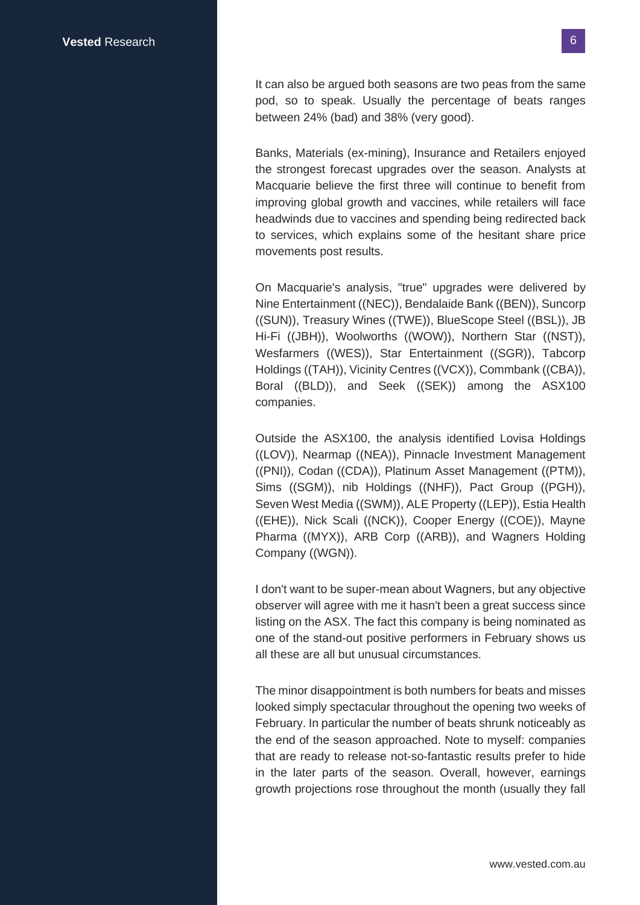It can also be argued both seasons are two peas from the same pod, so to speak. Usually the percentage of beats ranges between 24% (bad) and 38% (very good).

Banks, Materials (ex-mining), Insurance and Retailers enjoyed the strongest forecast upgrades over the season. Analysts at Macquarie believe the first three will continue to benefit from improving global growth and vaccines, while retailers will face headwinds due to vaccines and spending being redirected back to services, which explains some of the hesitant share price movements post results.

On Macquarie's analysis, "true" upgrades were delivered by Nine Entertainment ((NEC)), Bendalaide Bank ((BEN)), Suncorp ((SUN)), Treasury Wines ((TWE)), BlueScope Steel ((BSL)), JB Hi-Fi ((JBH)), Woolworths ((WOW)), Northern Star ((NST)), Wesfarmers ((WES)), Star Entertainment ((SGR)), Tabcorp Holdings ((TAH)), Vicinity Centres ((VCX)), Commbank ((CBA)), Boral ((BLD)), and Seek ((SEK)) among the ASX100 companies.

Outside the ASX100, the analysis identified Lovisa Holdings ((LOV)), Nearmap ((NEA)), Pinnacle Investment Management ((PNI)), Codan ((CDA)), Platinum Asset Management ((PTM)), Sims ((SGM)), nib Holdings ((NHF)), Pact Group ((PGH)), Seven West Media ((SWM)), ALE Property ((LEP)), Estia Health ((EHE)), Nick Scali ((NCK)), Cooper Energy ((COE)), Mayne Pharma ((MYX)), ARB Corp ((ARB)), and Wagners Holding Company ((WGN)).

I don't want to be super-mean about Wagners, but any objective observer will agree with me it hasn't been a great success since listing on the ASX. The fact this company is being nominated as one of the stand-out positive performers in February shows us all these are all but unusual circumstances.

The minor disappointment is both numbers for beats and misses looked simply spectacular throughout the opening two weeks of February. In particular the number of beats shrunk noticeably as the end of the season approached. Note to myself: companies that are ready to release not-so-fantastic results prefer to hide in the later parts of the season. Overall, however, earnings growth projections rose throughout the month (usually they fall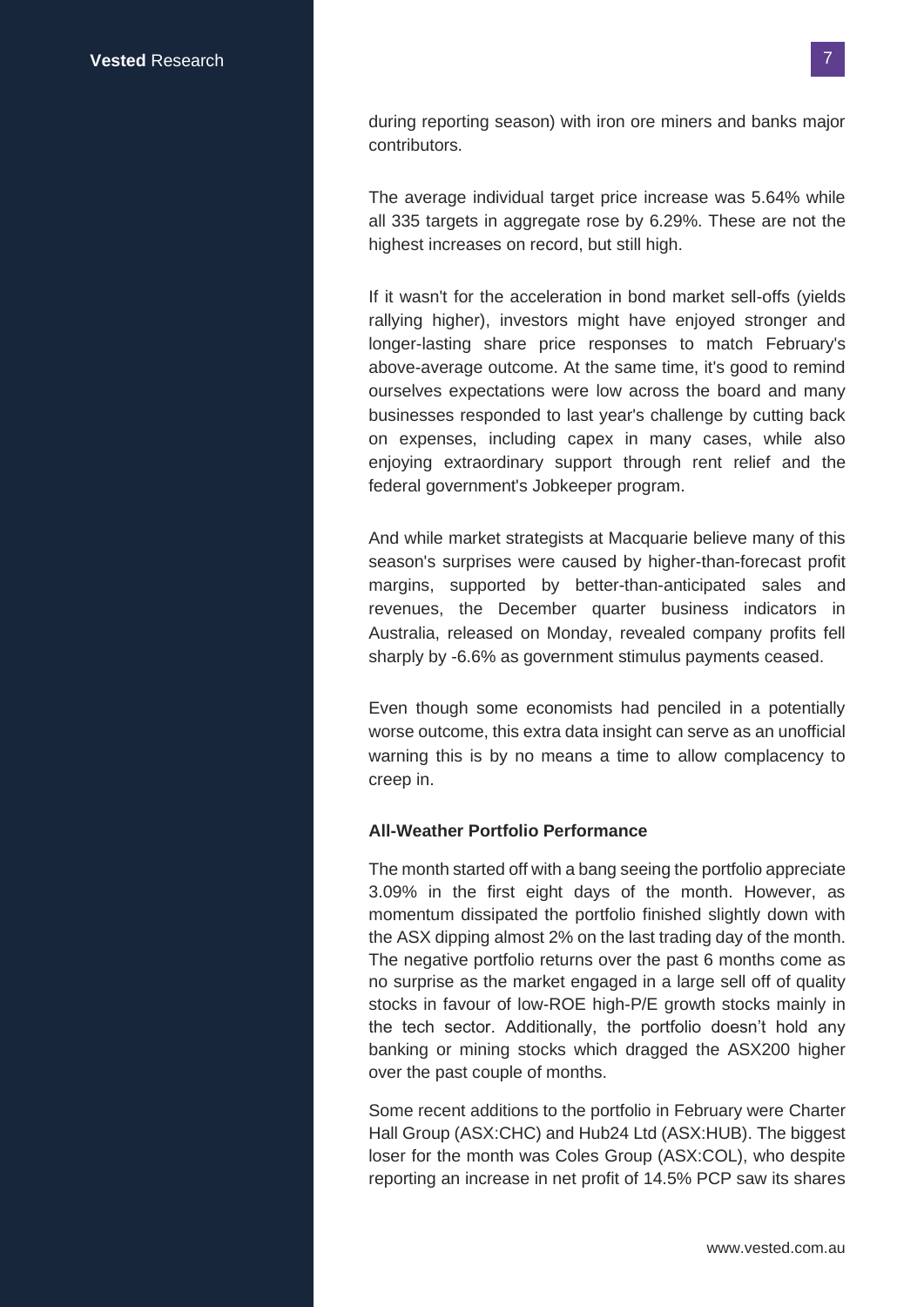during reporting season) with iron ore miners and banks major contributors.

The average individual target price increase was 5.64% while all 335 targets in aggregate rose by 6.29%. These are not the highest increases on record, but still high.

If it wasn't for the acceleration in bond market sell-offs (yields rallying higher), investors might have enjoyed stronger and longer-lasting share price responses to match February's above-average outcome. At the same time, it's good to remind ourselves expectations were low across the board and many businesses responded to last year's challenge by cutting back on expenses, including capex in many cases, while also enjoying extraordinary support through rent relief and the federal government's Jobkeeper program.

And while market strategists at Macquarie believe many of this season's surprises were caused by higher-than-forecast profit margins, supported by better-than-anticipated sales and revenues, the December quarter business indicators in Australia, released on Monday, revealed company profits fell sharply by -6.6% as government stimulus payments ceased.

Even though some economists had penciled in a potentially worse outcome, this extra data insight can serve as an unofficial warning this is by no means a time to allow complacency to creep in.

**All-Weather Portfolio Performance**

The month started off with a bang seeing the portfolio appreciate 3.09% in the first eight days of the month. However, as momentum dissipated the portfolio finished slightly down with the ASX dipping almost 2% on the last trading day of the month. The negative portfolio returns over the past 6 months come as no surprise as the market engaged in a large sell off of quality stocks in favour of low-ROE high-P/E growth stocks mainly in the tech sector. Additionally, the portfolio doesn't hold any banking or mining stocks which dragged the ASX200 higher over the past couple of months.

Some recent additions to the portfolio in February were Charter Hall Group (ASX:CHC) and Hub24 Ltd (ASX:HUB). The biggest loser for the month was Coles Group (ASX:COL), who despite reporting an increase in net profit of 14.5% PCP saw its shares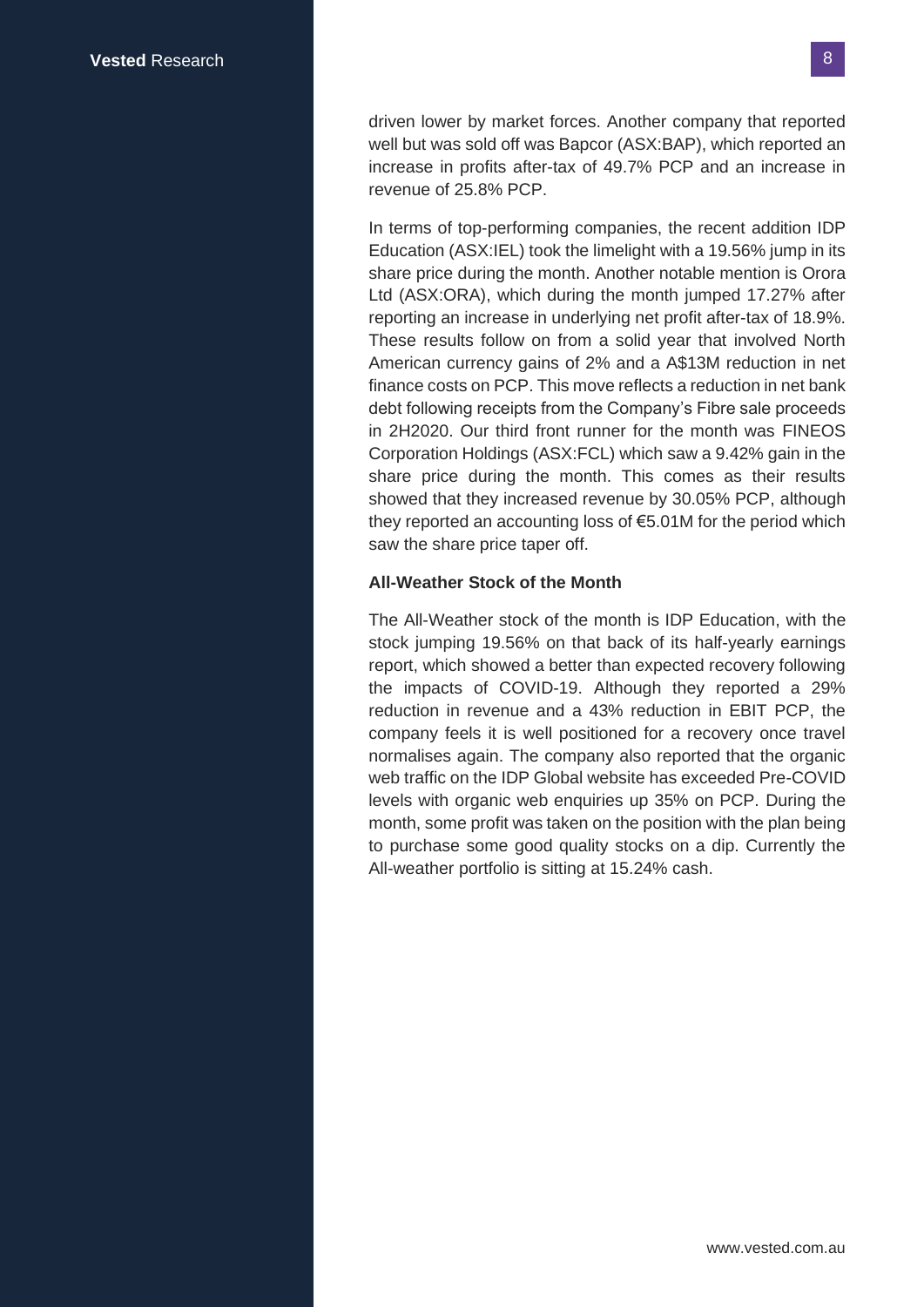driven lower by market forces. Another company that reported well but was sold off was Bapcor (ASX:BAP), which reported an increase in profits after-tax of 49.7% PCP and an increase in revenue of 25.8% PCP.

In terms of top-performing companies, the recent addition IDP Education (ASX:IEL) took the limelight with a 19.56% jump in its share price during the month. Another notable mention is Orora Ltd (ASX:ORA), which during the month jumped 17.27% after reporting an increase in underlying net profit after-tax of 18.9%. These results follow on from a solid year that involved North American currency gains of 2% and a A$13M reduction in net finance costs on PCP. This move reflects a reduction in net bank debt following receipts from the Company's Fibre sale proceeds in 2H2020. Our third front runner for the month was FINEOS Corporation Holdings (ASX:FCL) which saw a 9.42% gain in the share price during the month. This comes as their results showed that they increased revenue by 30.05% PCP, although they reported an accounting loss of €5.01M for the period which saw the share price taper off.

**All-Weather Stock of the Month**

The All-Weather stock of the month is IDP Education, with the stock jumping 19.56% on that back of its half-yearly earnings report, which showed a better than expected recovery following the impacts of COVID-19. Although they reported a 29% reduction in revenue and a 43% reduction in EBIT PCP, the company feels it is well positioned for a recovery once travel normalises again. The company also reported that the organic web traffic on the IDP Global website has exceeded Pre-COVID levels with organic web enquiries up 35% on PCP. During the month, some profit was taken on the position with the plan being to purchase some good quality stocks on a dip. Currently the All-weather portfolio is sitting at 15.24% cash.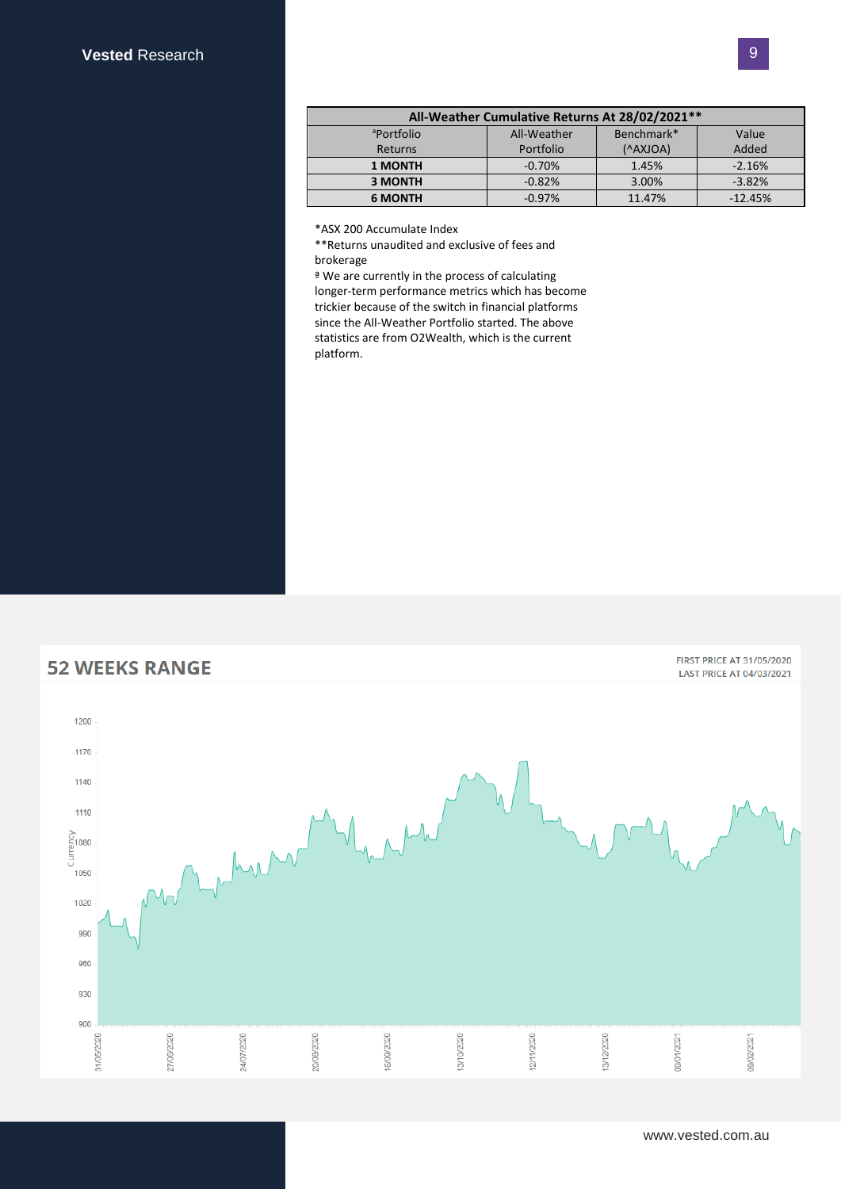| All-Weather Cumulative Returns At 28/02/2021** | | | |
|---|---|---|---|
| ªPortfolio Returns | All-Weather Portfolio | Benchmark* (^AXJOA) | Value Added |
| **1 MONTH** | -0.70% | 1.45% | -2.16% |
| **3 MONTH** | -0.82% | 3.00% | -3.82% |
| **6 MONTH** | -0.97% | 11.47% | -12.45% |

*ASX 200 Accumulate Index

**Returns unaudited and exclusive of fees and brokerage

ª We are currently in the process of calculating longer-term performance metrics which has become trickier because of the switch in financial platforms since the All-Weather Portfolio started. The above statistics are from O2Wealth, which is the current platform.

## 52 WEEKS RANGE

FIRST PRICE AT 31/05/2020
LAST PRICE AT 04/03/2021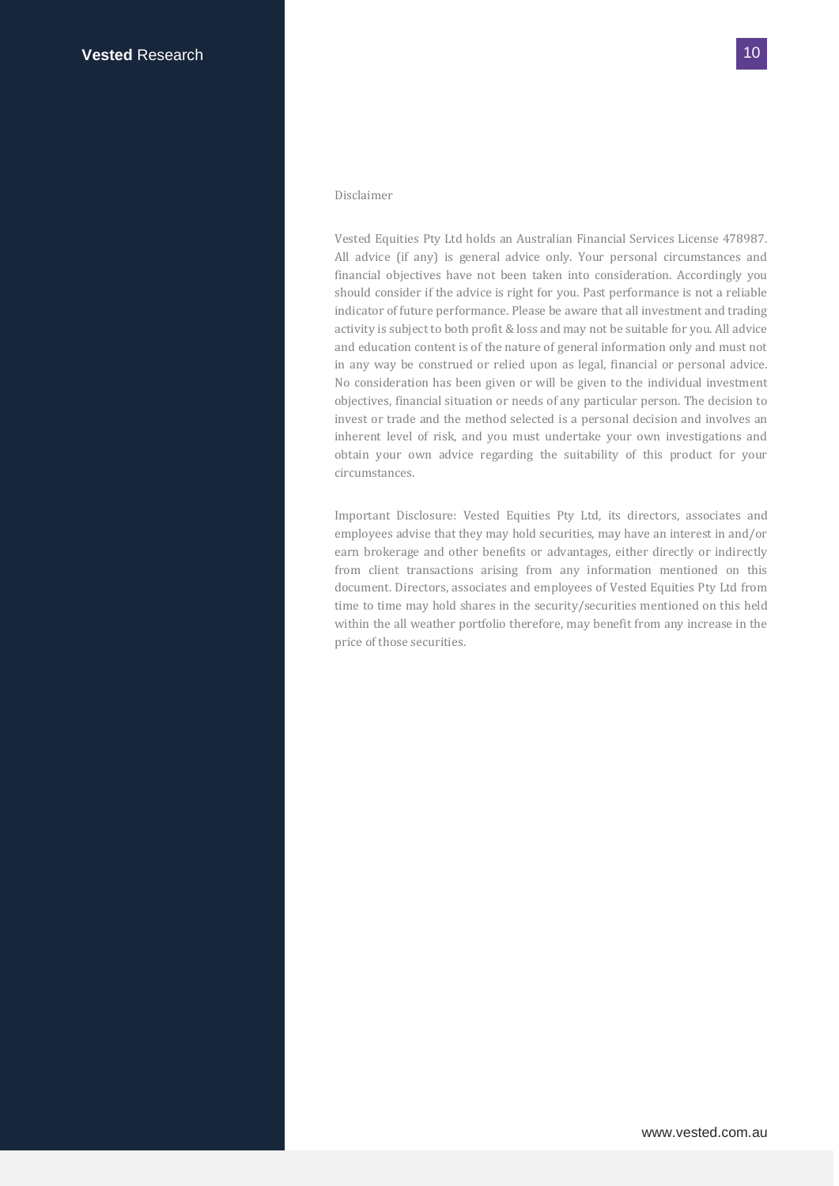Disclaimer

Vested Equities Pty Ltd holds an Australian Financial Services License 478987. All advice (if any) is general advice only. Your personal circumstances and financial objectives have not been taken into consideration. Accordingly you should consider if the advice is right for you. Past performance is not a reliable indicator of future performance. Please be aware that all investment and trading activity is subject to both profit & loss and may not be suitable for you. All advice and education content is of the nature of general information only and must not in any way be construed or relied upon as legal, financial or personal advice. No consideration has been given or will be given to the individual investment objectives, financial situation or needs of any particular person. The decision to invest or trade and the method selected is a personal decision and involves an inherent level of risk, and you must undertake your own investigations and obtain your own advice regarding the suitability of this product for your circumstances.

Important Disclosure: Vested Equities Pty Ltd, its directors, associates and employees advise that they may hold securities, may have an interest in and/or earn brokerage and other benefits or advantages, either directly or indirectly from client transactions arising from any information mentioned on this document. Directors, associates and employees of Vested Equities Pty Ltd from time to time may hold shares in the security/securities mentioned on this held within the all weather portfolio therefore, may benefit from any increase in the price of those securities.